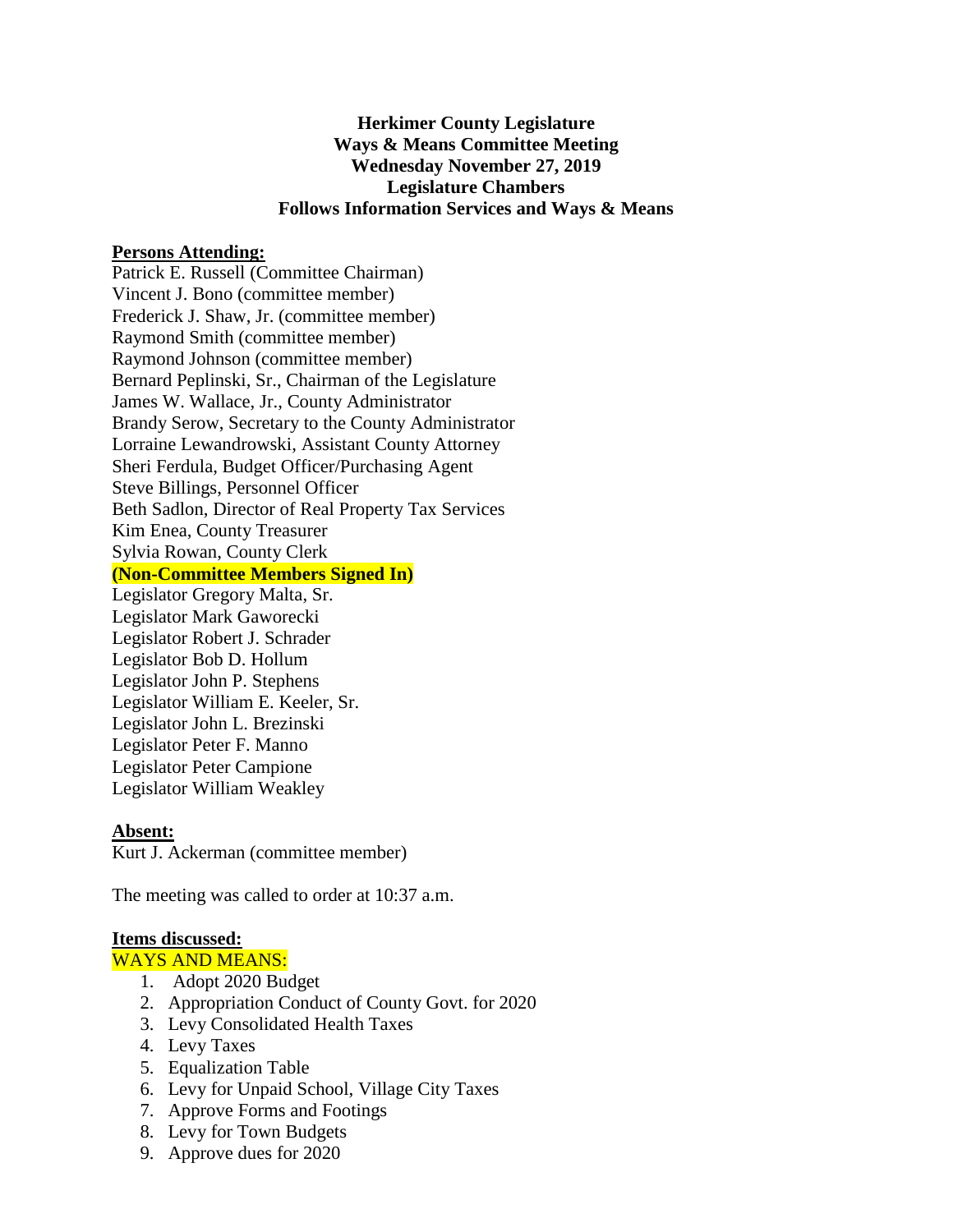**Herkimer County Legislature**
**Ways & Means Committee Meeting**
**Wednesday November 27, 2019**
**Legislature Chambers**
**Follows Information Services and Ways & Means**

**Persons Attending:**

Patrick E. Russell (Committee Chairman)
Vincent J. Bono (committee member)
Frederick J. Shaw, Jr. (committee member)
Raymond Smith (committee member)
Raymond Johnson (committee member)
Bernard Peplinski, Sr., Chairman of the Legislature
James W. Wallace, Jr., County Administrator
Brandy Serow, Secretary to the County Administrator
Lorraine Lewandrowski, Assistant County Attorney
Sheri Ferdula, Budget Officer/Purchasing Agent
Steve Billings, Personnel Officer
Beth Sadlon, Director of Real Property Tax Services
Kim Enea, County Treasurer
Sylvia Rowan, County Clerk
**(Non-Committee Members Signed In)**
Legislator Gregory Malta, Sr.
Legislator Mark Gaworecki
Legislator Robert J. Schrader
Legislator Bob D. Hollum
Legislator John P. Stephens
Legislator William E. Keeler, Sr.
Legislator John L. Brezinski
Legislator Peter F. Manno
Legislator Peter Campione
Legislator William Weakley

**Absent:**

Kurt J. Ackerman (committee member)

The meeting was called to order at 10:37 a.m.

**Items discussed:**

WAYS AND MEANS:

1. Adopt 2020 Budget
2. Appropriation Conduct of County Govt. for 2020
3. Levy Consolidated Health Taxes
4. Levy Taxes
5. Equalization Table
6. Levy for Unpaid School, Village City Taxes
7. Approve Forms and Footings
8. Levy for Town Budgets
9. Approve dues for 2020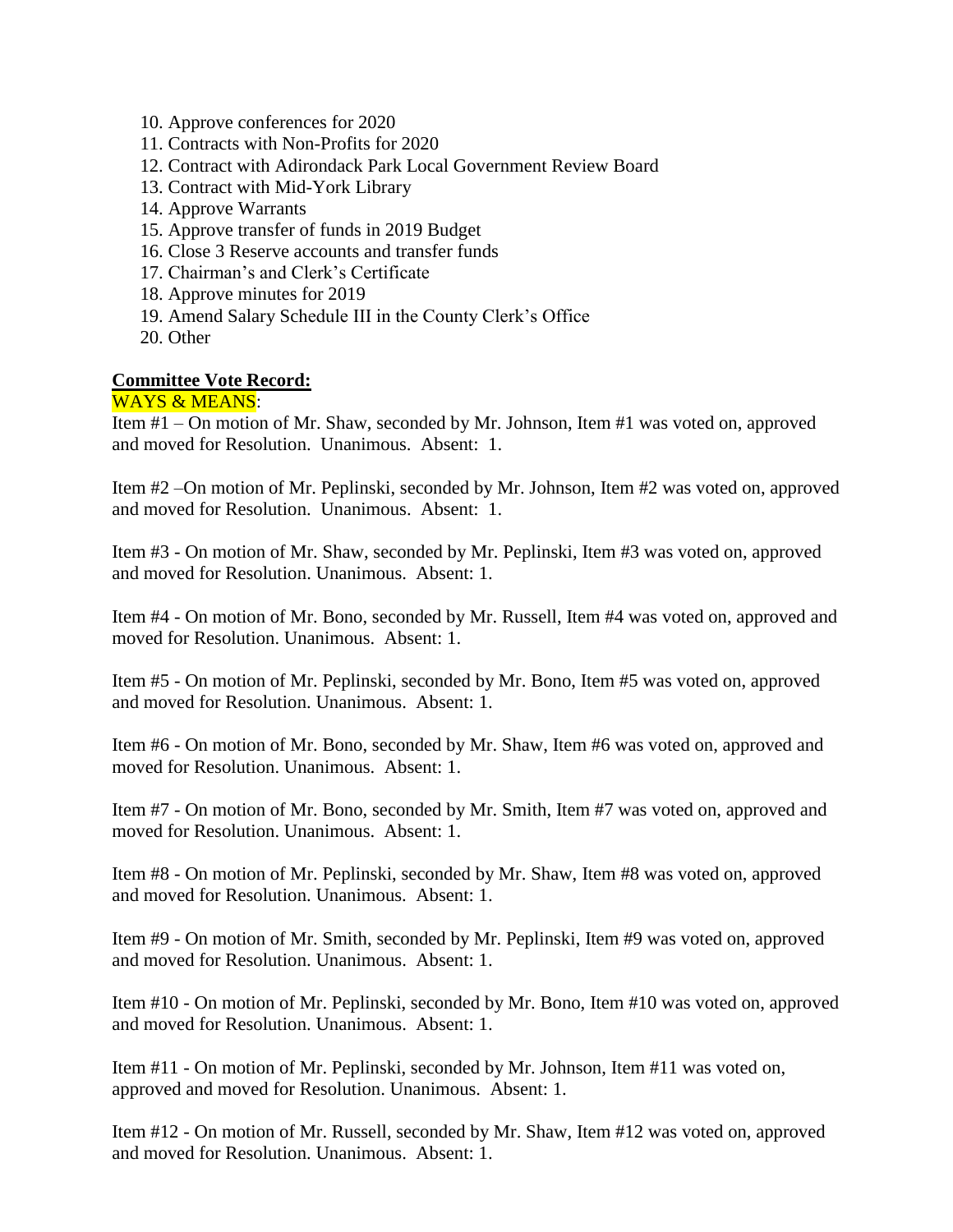10. Approve conferences for 2020
11. Contracts with Non-Profits for 2020
12. Contract with Adirondack Park Local Government Review Board
13. Contract with Mid-York Library
14. Approve Warrants
15. Approve transfer of funds in 2019 Budget
16. Close 3 Reserve accounts and transfer funds
17. Chairman's and Clerk's Certificate
18. Approve minutes for 2019
19. Amend Salary Schedule III in the County Clerk's Office
20. Other

**Committee Vote Record:**

WAYS & MEANS:

Item #1 – On motion of Mr. Shaw, seconded by Mr. Johnson, Item #1 was voted on, approved and moved for Resolution. Unanimous. Absent: 1.

Item #2 –On motion of Mr. Peplinski, seconded by Mr. Johnson, Item #2 was voted on, approved and moved for Resolution. Unanimous. Absent: 1.

Item #3 - On motion of Mr. Shaw, seconded by Mr. Peplinski, Item #3 was voted on, approved and moved for Resolution. Unanimous. Absent: 1.

Item #4 - On motion of Mr. Bono, seconded by Mr. Russell, Item #4 was voted on, approved and moved for Resolution. Unanimous. Absent: 1.

Item #5 - On motion of Mr. Peplinski, seconded by Mr. Bono, Item #5 was voted on, approved and moved for Resolution. Unanimous. Absent: 1.

Item #6 - On motion of Mr. Bono, seconded by Mr. Shaw, Item #6 was voted on, approved and moved for Resolution. Unanimous. Absent: 1.

Item #7 - On motion of Mr. Bono, seconded by Mr. Smith, Item #7 was voted on, approved and moved for Resolution. Unanimous. Absent: 1.

Item #8 - On motion of Mr. Peplinski, seconded by Mr. Shaw, Item #8 was voted on, approved and moved for Resolution. Unanimous. Absent: 1.

Item #9 - On motion of Mr. Smith, seconded by Mr. Peplinski, Item #9 was voted on, approved and moved for Resolution. Unanimous. Absent: 1.

Item #10 - On motion of Mr. Peplinski, seconded by Mr. Bono, Item #10 was voted on, approved and moved for Resolution. Unanimous. Absent: 1.

Item #11 - On motion of Mr. Peplinski, seconded by Mr. Johnson, Item #11 was voted on, approved and moved for Resolution. Unanimous. Absent: 1.

Item #12 - On motion of Mr. Russell, seconded by Mr. Shaw, Item #12 was voted on, approved and moved for Resolution. Unanimous. Absent: 1.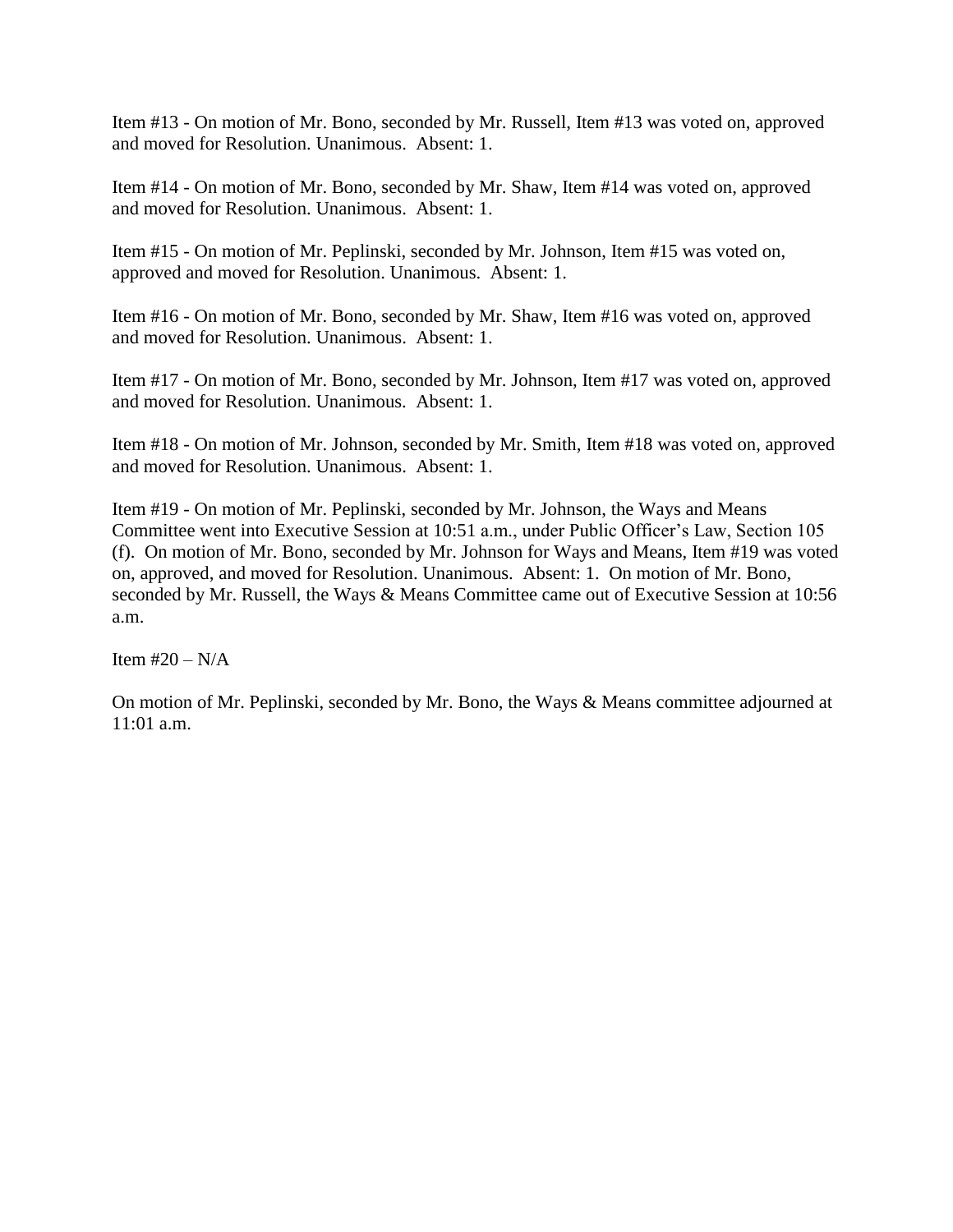Item #13 - On motion of Mr. Bono, seconded by Mr. Russell, Item #13 was voted on, approved and moved for Resolution. Unanimous. Absent: 1.

Item #14 - On motion of Mr. Bono, seconded by Mr. Shaw, Item #14 was voted on, approved and moved for Resolution. Unanimous. Absent: 1.

Item #15 - On motion of Mr. Peplinski, seconded by Mr. Johnson, Item #15 was voted on, approved and moved for Resolution. Unanimous. Absent: 1.

Item #16 - On motion of Mr. Bono, seconded by Mr. Shaw, Item #16 was voted on, approved and moved for Resolution. Unanimous. Absent: 1.

Item #17 - On motion of Mr. Bono, seconded by Mr. Johnson, Item #17 was voted on, approved and moved for Resolution. Unanimous. Absent: 1.

Item #18 - On motion of Mr. Johnson, seconded by Mr. Smith, Item #18 was voted on, approved and moved for Resolution. Unanimous. Absent: 1.

Item #19 - On motion of Mr. Peplinski, seconded by Mr. Johnson, the Ways and Means Committee went into Executive Session at 10:51 a.m., under Public Officer's Law, Section 105 (f). On motion of Mr. Bono, seconded by Mr. Johnson for Ways and Means, Item #19 was voted on, approved, and moved for Resolution. Unanimous. Absent: 1. On motion of Mr. Bono, seconded by Mr. Russell, the Ways & Means Committee came out of Executive Session at 10:56 a.m.

Item #20 – N/A

On motion of Mr. Peplinski, seconded by Mr. Bono, the Ways & Means committee adjourned at 11:01 a.m.